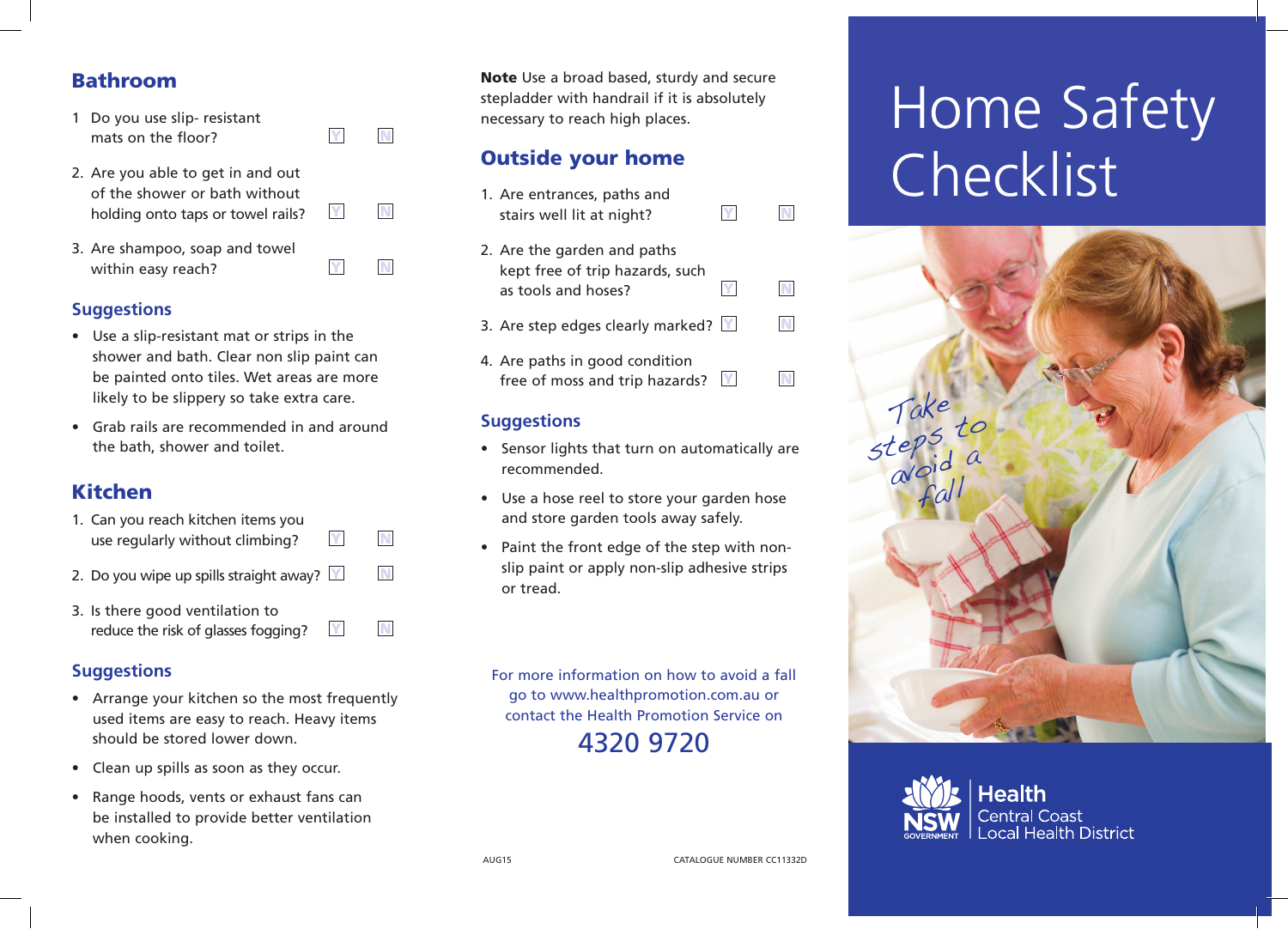## Bathroom

1 Do you use slip- resistant mats on the floor? Y N

2. Are you able to get in and out of the shower or bath without holding onto taps or towel rails? Y N

3. Are shampoo, soap and towel within easy reach? Y N

### Suggestions

- Use a slip-resistant mat or strips in the shower and bath. Clear non slip paint can be painted onto tiles. Wet areas are more likely to be slippery so take extra care.
- Grab rails are recommended in and around the bath, shower and toilet.

## Kitchen

1. Can you reach kitchen items you use regularly without climbing? Y N

2. Do you wipe up spills straight away? Y N

3. Is there good ventilation to reduce the risk of glasses fogging? Y N

### Suggestions

- Arrange your kitchen so the most frequently used items are easy to reach. Heavy items should be stored lower down.
- Clean up spills as soon as they occur.
- Range hoods, vents or exhaust fans can be installed to provide better ventilation when cooking.

**Note** Use a broad based, sturdy and secure stepladder with handrail if it is absolutely necessary to reach high places.

## Outside your home

1. Are entrances, paths and stairs well lit at night? Y N

2. Are the garden and paths kept free of trip hazards, such as tools and hoses? Y N

3. Are step edges clearly marked? Y N

4. Are paths in good condition free of moss and trip hazards? Y N

### Suggestions

- Sensor lights that turn on automatically are recommended.
- Use a hose reel to store your garden hose and store garden tools away safely.
- Paint the front edge of the step with non-slip paint or apply non-slip adhesive strips or tread.

For more information on how to avoid a fall go to www.healthpromotion.com.au or contact the Health Promotion Service on

**4320 9720**

AUG15 CATALOGUE NUMBER CC11332D

# Home Safety Checklist

*Take steps to avoid a fall*

NSW GOVERNMENT | Health Central Coast Local Health District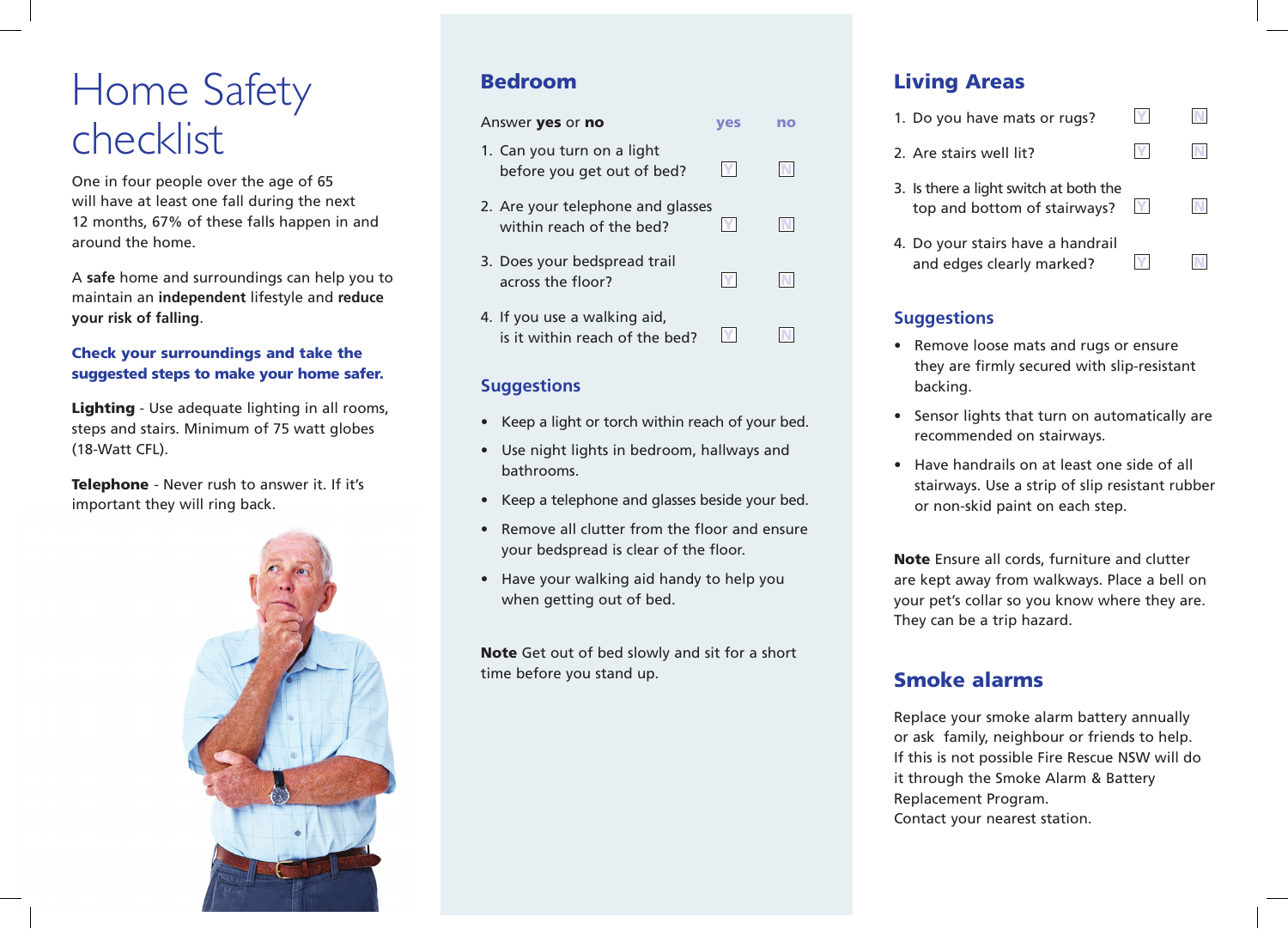# Home Safety checklist

One in four people over the age of 65 will have at least one fall during the next 12 months, 67% of these falls happen in and around the home.

A **safe** home and surroundings can help you to maintain an **independent** lifestyle and **reduce your risk of falling**.

**Check your surroundings and take the suggested steps to make your home safer.**

**Lighting** - Use adequate lighting in all rooms, steps and stairs. Minimum of 75 watt globes (18-Watt CFL).

**Telephone** - Never rush to answer it. If it's important they will ring back.

## Bedroom

| Answer **yes** or **no** | yes | no |
|---|---|---|
| 1. Can you turn on a light before you get out of bed? | Y | N |
| 2. Are your telephone and glasses within reach of the bed? | Y | N |
| 3. Does your bedspread trail across the floor? | Y | N |
| 4. If you use a walking aid, is it within reach of the bed? | Y | N |

### Suggestions

- Keep a light or torch within reach of your bed.
- Use night lights in bedroom, hallways and bathrooms.
- Keep a telephone and glasses beside your bed.
- Remove all clutter from the floor and ensure your bedspread is clear of the floor.
- Have your walking aid handy to help you when getting out of bed.

**Note** Get out of bed slowly and sit for a short time before you stand up.

## Living Areas

| | | |
|---|---|---|
| 1. Do you have mats or rugs? | Y | N |
| 2. Are stairs well lit? | Y | N |
| 3. Is there a light switch at both the top and bottom of stairways? | Y | N |
| 4. Do your stairs have a handrail and edges clearly marked? | Y | N |

### Suggestions

- Remove loose mats and rugs or ensure they are firmly secured with slip-resistant backing.
- Sensor lights that turn on automatically are recommended on stairways.
- Have handrails on at least one side of all stairways. Use a strip of slip resistant rubber or non-skid paint on each step.

**Note** Ensure all cords, furniture and clutter are kept away from walkways. Place a bell on your pet's collar so you know where they are. They can be a trip hazard.

## Smoke alarms

Replace your smoke alarm battery annually or ask family, neighbour or friends to help. If this is not possible Fire Rescue NSW will do it through the Smoke Alarm & Battery Replacement Program.
Contact your nearest station.